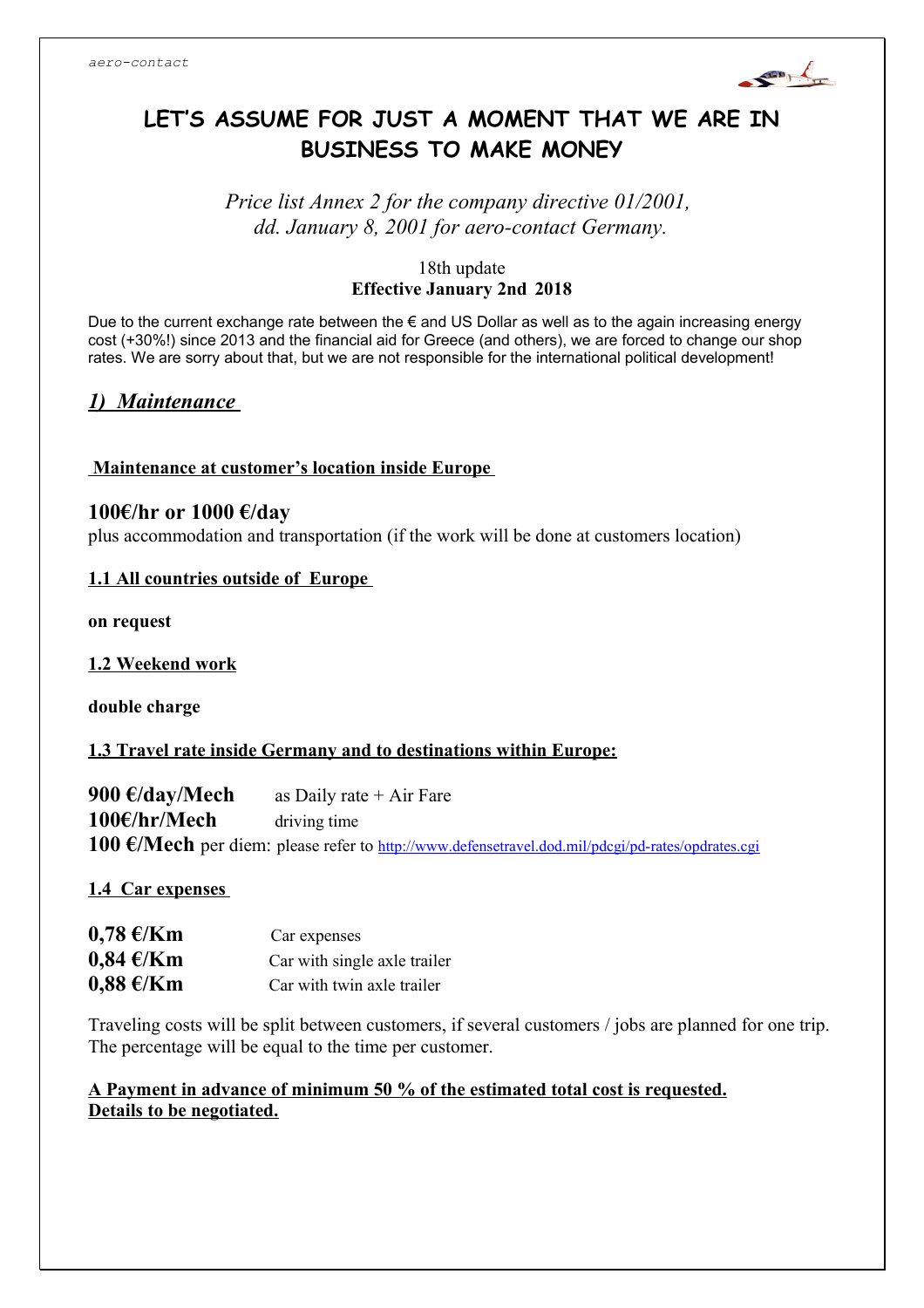aero-contact

# LET'S ASSUME FOR JUST A MOMENT THAT WE ARE IN BUSINESS TO MAKE MONEY

*Price list Annex 2 for the company directive 01/2001, dd. January 8, 2001 for aero-contact Germany.*

18th update
**Effective January 2nd 2018**

Due to the current exchange rate between the € and US Dollar as well as to the again increasing energy cost (+30%!) since 2013 and the financial aid for Greece (and others), we are forced to change our shop rates. We are sorry about that, but we are not responsible for the international political development!

## *1) Maintenance*

**Maintenance at customer's location inside Europe**

**100€/hr or 1000 €/day**
plus accommodation and transportation (if the work will be done at customers location)

**1.1 All countries outside of Europe**

**on request**

**1.2 Weekend work**

**double charge**

**1.3 Travel rate inside Germany and to destinations within Europe:**

**900 €/day/Mech** as Daily rate + Air Fare
**100€/hr/Mech** driving time
**100 €/Mech** per diem: please refer to http://www.defensetravel.dod.mil/pdcgi/pd-rates/opdrates.cgi

**1.4 Car expenses**

**0,78 €/Km** Car expenses
**0,84 €/Km** Car with single axle trailer
**0,88 €/Km** Car with twin axle trailer

Traveling costs will be split between customers, if several customers / jobs are planned for one trip. The percentage will be equal to the time per customer.

**A Payment in advance of minimum 50 % of the estimated total cost is requested. Details to be negotiated.**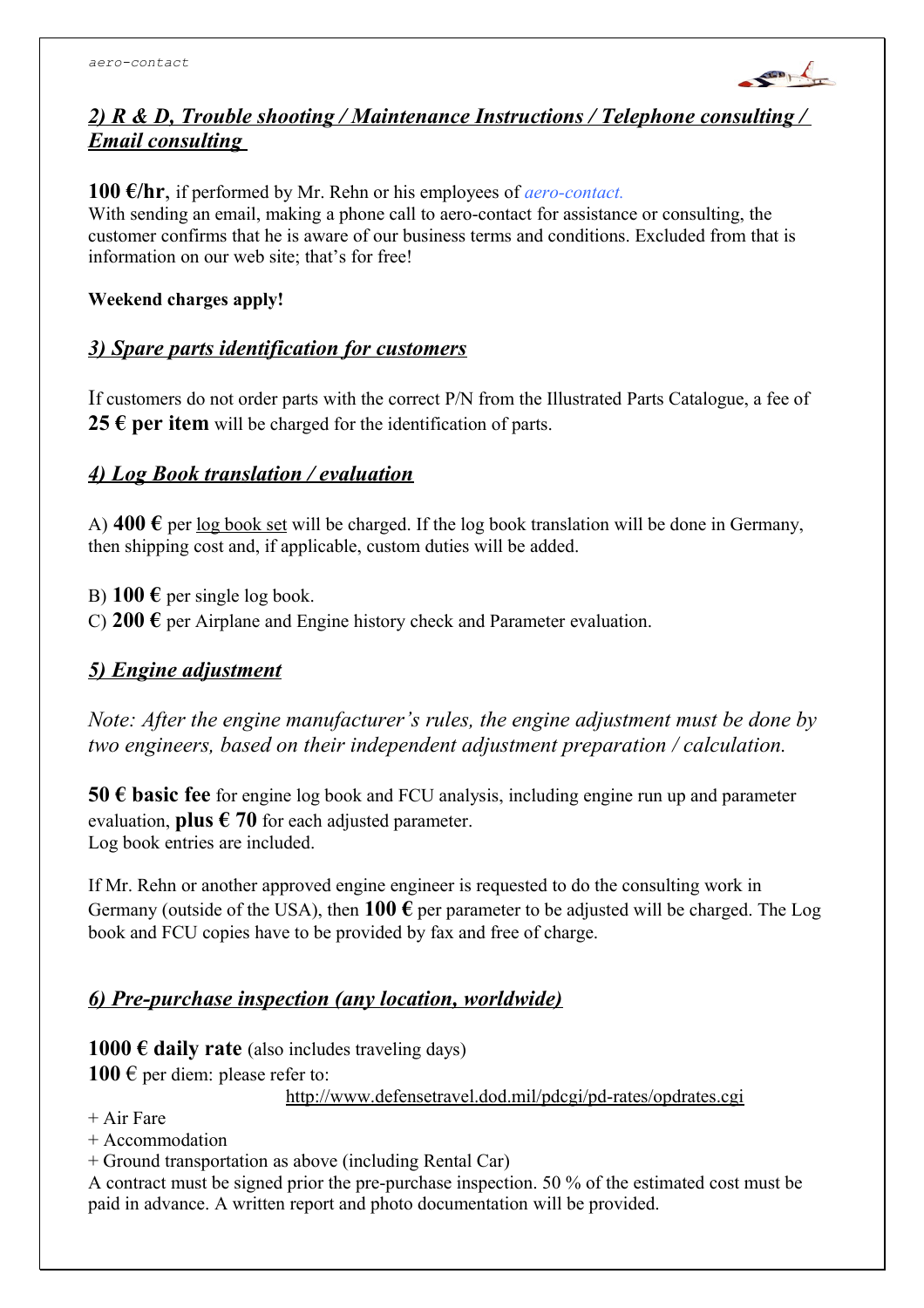## *2) R & D, Trouble shooting / Maintenance Instructions / Telephone consulting / Email consulting*

**100 €/hr**, if performed by Mr. Rehn or his employees of *aero-contact.*
With sending an email, making a phone call to aero-contact for assistance or consulting, the customer confirms that he is aware of our business terms and conditions. Excluded from that is information on our web site; that's for free!

**Weekend charges apply!**

## *3) Spare parts identification for customers*

If customers do not order parts with the correct P/N from the Illustrated Parts Catalogue, a fee of **25 € per item** will be charged for the identification of parts.

## *4) Log Book translation / evaluation*

A) **400 €** per log book set will be charged. If the log book translation will be done in Germany, then shipping cost and, if applicable, custom duties will be added.

B) **100 €** per single log book.
C) **200 €** per Airplane and Engine history check and Parameter evaluation.

## *5) Engine adjustment*

*Note: After the engine manufacturer's rules, the engine adjustment must be done by two engineers, based on their independent adjustment preparation / calculation.*

**50 € basic fee** for engine log book and FCU analysis, including engine run up and parameter evaluation, **plus € 70** for each adjusted parameter.
Log book entries are included.

If Mr. Rehn or another approved engine engineer is requested to do the consulting work in Germany (outside of the USA), then **100 €** per parameter to be adjusted will be charged. The Log book and FCU copies have to be provided by fax and free of charge.

## *6) Pre-purchase inspection (any location, worldwide)*

**1000 € daily rate** (also includes traveling days)
**100** € per diem: please refer to:
http://www.defensetravel.dod.mil/pdcgi/pd-rates/opdrates.cgi
\+ Air Fare
\+ Accommodation
\+ Ground transportation as above (including Rental Car)
A contract must be signed prior the pre-purchase inspection. 50 % of the estimated cost must be paid in advance. A written report and photo documentation will be provided.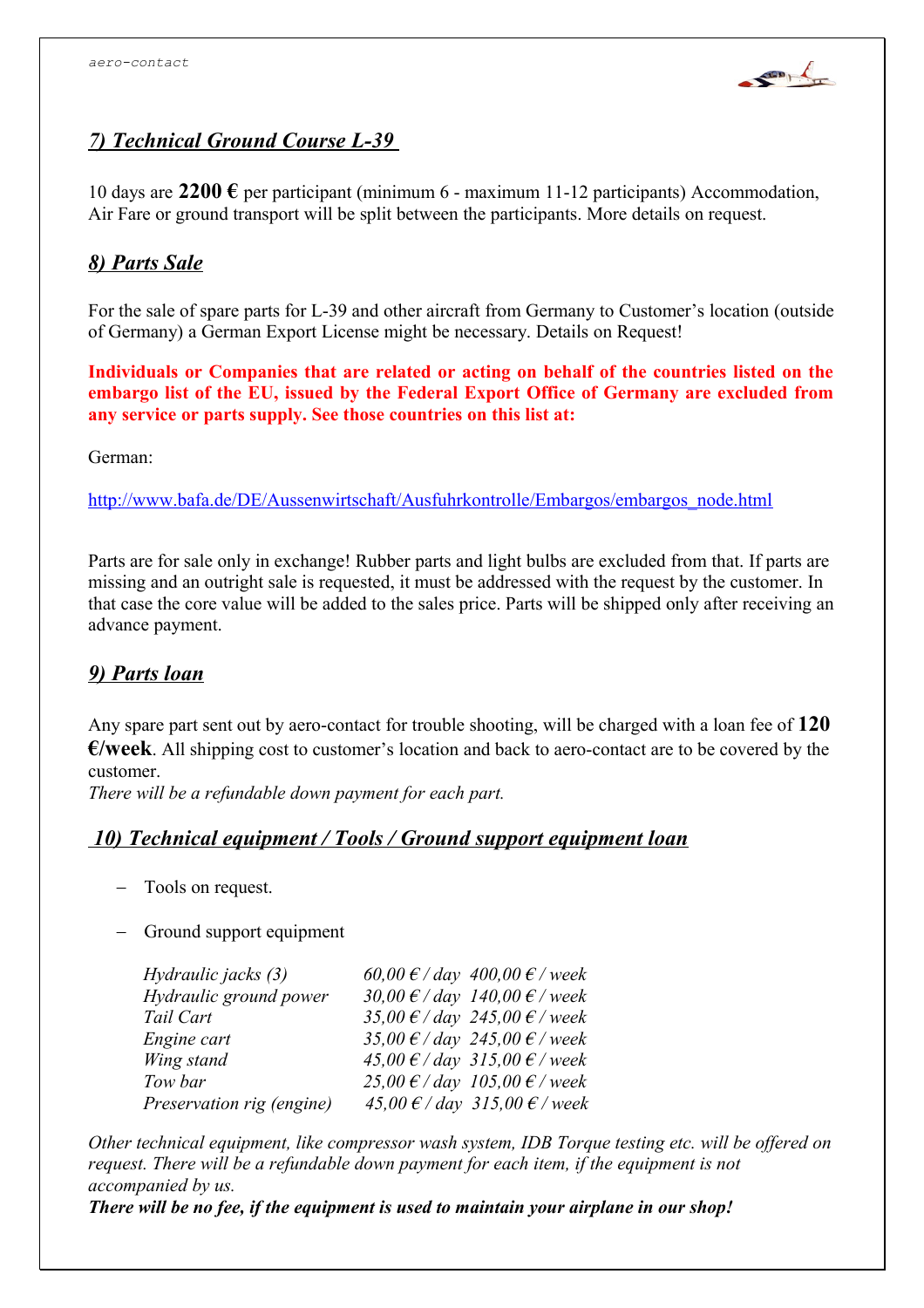## *7) Technical Ground Course L-39*

10 days are **2200 €** per participant (minimum 6 - maximum 11-12 participants) Accommodation, Air Fare or ground transport will be split between the participants. More details on request.

## *8) Parts Sale*

For the sale of spare parts for L-39 and other aircraft from Germany to Customer's location (outside of Germany) a German Export License might be necessary. Details on Request!

**Individuals or Companies that are related or acting on behalf of the countries listed on the embargo list of the EU, issued by the Federal Export Office of Germany are excluded from any service or parts supply. See those countries on this list at:**

German:

http://www.bafa.de/DE/Aussenwirtschaft/Ausfuhrkontrolle/Embargos/embargos_node.html

Parts are for sale only in exchange! Rubber parts and light bulbs are excluded from that. If parts are missing and an outright sale is requested, it must be addressed with the request by the customer. In that case the core value will be added to the sales price. Parts will be shipped only after receiving an advance payment.

## *9) Parts loan*

Any spare part sent out by aero-contact for trouble shooting, will be charged with a loan fee of **120 €/week**. All shipping cost to customer's location and back to aero-contact are to be covered by the customer.
*There will be a refundable down payment for each part.*

## *10) Technical equipment / Tools / Ground support equipment loan*

- Tools on request.
- Ground support equipment

| | | |
|---|---|---|
| *Hydraulic jacks (3)* | *60,00 € / day* | *400,00 € / week* |
| *Hydraulic ground power* | *30,00 € / day* | *140,00 € / week* |
| *Tail Cart* | *35,00 € / day* | *245,00 € / week* |
| *Engine cart* | *35,00 € / day* | *245,00 € / week* |
| *Wing stand* | *45,00 € / day* | *315,00 € / week* |
| *Tow bar* | *25,00 € / day* | *105,00 € / week* |
| *Preservation rig (engine)* | *45,00 € / day* | *315,00 € / week* |

*Other technical equipment, like compressor wash system, IDB Torque testing etc. will be offered on request. There will be a refundable down payment for each item, if the equipment is not accompanied by us.*
***There will be no fee, if the equipment is used to maintain your airplane in our shop!***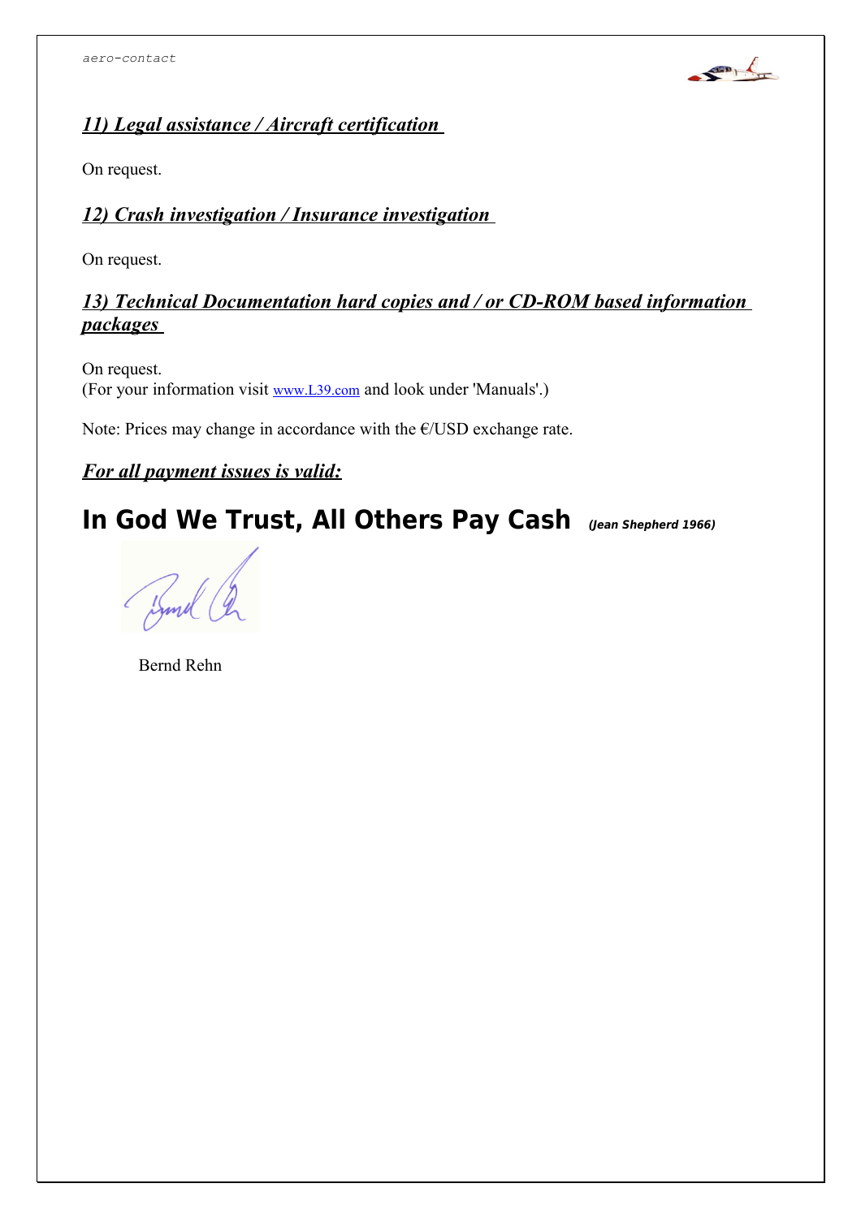### ***11) Legal assistance / Aircraft certification***

On request.

### ***12) Crash investigation / Insurance investigation***

On request.

### ***13) Technical Documentation hard copies and / or CD-ROM based information packages***

On request.
(For your information visit www.L39.com and look under 'Manuals'.)

Note: Prices may change in accordance with the €/USD exchange rate.

***For all payment issues is valid:***

# In God We Trust, All Others Pay Cash ***(Jean Shepherd 1966)***

Bernd Rehn